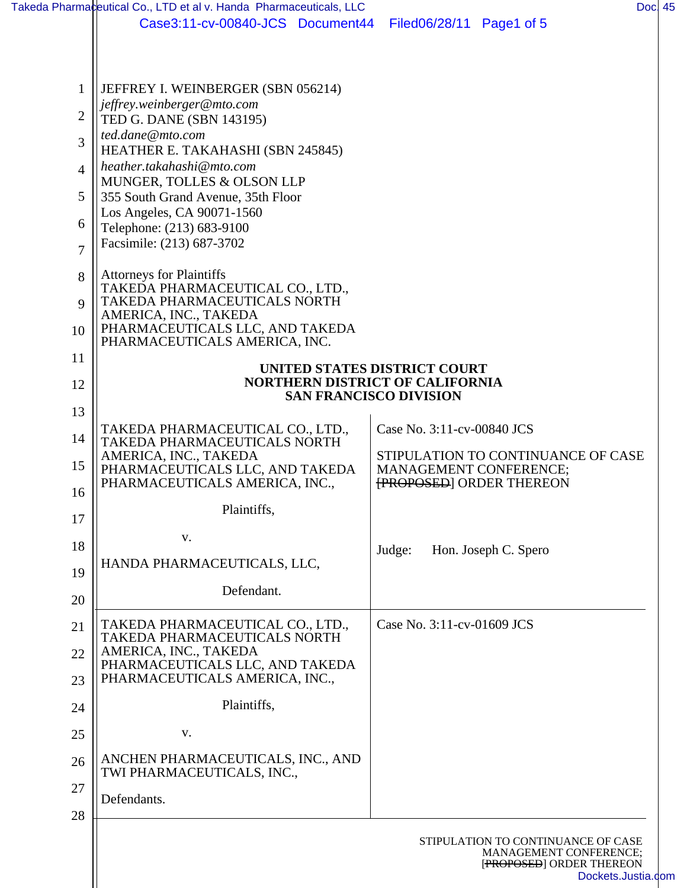JEFFREY I. WEINBERGER (SBN 056214)
*jeffrey.weinberger@mto.com*
TED G. DANE (SBN 143195)
*ted.dane@mto.com*
HEATHER E. TAKAHASHI (SBN 245845)
*heather.takahashi@mto.com*
MUNGER, TOLLES & OLSON LLP
355 South Grand Avenue, 35th Floor
Los Angeles, CA 90071-1560
Telephone: (213) 683-9100
Facsimile: (213) 687-3702

Attorneys for Plaintiffs
TAKEDA PHARMACEUTICAL CO., LTD., TAKEDA PHARMACEUTICALS NORTH AMERICA, INC., TAKEDA PHARMACEUTICALS LLC, AND TAKEDA PHARMACEUTICALS AMERICA, INC.

**UNITED STATES DISTRICT COURT**
**NORTHERN DISTRICT OF CALIFORNIA**
**SAN FRANCISCO DIVISION**

| | |
|---|---|
| TAKEDA PHARMACEUTICAL CO., LTD., TAKEDA PHARMACEUTICALS NORTH AMERICA, INC., TAKEDA PHARMACEUTICALS LLC, AND TAKEDA PHARMACEUTICALS AMERICA, INC., Plaintiffs, v. HANDA PHARMACEUTICALS, LLC, Defendant. | Case No. 3:11-cv-00840 JCS<br><br>STIPULATION TO CONTINUANCE OF CASE MANAGEMENT CONFERENCE; ~~[PROPOSED]~~ ORDER THEREON<br><br>Judge: Hon. Joseph C. Spero |
| TAKEDA PHARMACEUTICAL CO., LTD., TAKEDA PHARMACEUTICALS NORTH AMERICA, INC., TAKEDA PHARMACEUTICALS LLC, AND TAKEDA PHARMACEUTICALS AMERICA, INC., Plaintiffs, v. ANCHEN PHARMACEUTICALS, INC., AND TWI PHARMACEUTICALS, INC., Defendants. | Case No. 3:11-cv-01609 JCS |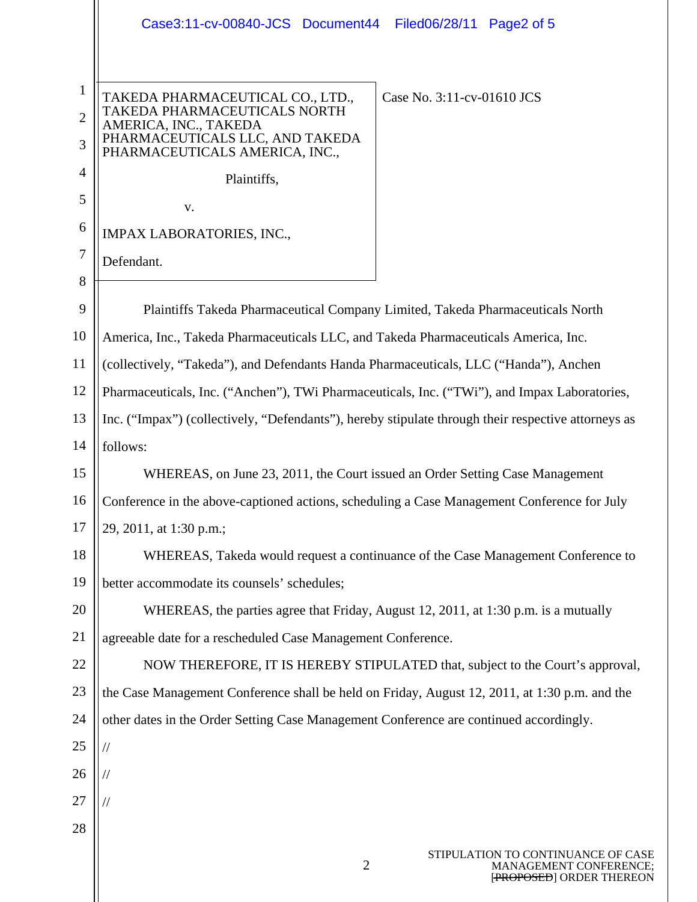| TAKEDA PHARMACEUTICAL CO., LTD., TAKEDA PHARMACEUTICALS NORTH AMERICA, INC., TAKEDA PHARMACEUTICALS LLC, AND TAKEDA PHARMACEUTICALS AMERICA, INC., Plaintiffs, v. IMPAX LABORATORIES, INC., Defendant. | Case No. 3:11-cv-01610 JCS |
|---|---|

Plaintiffs Takeda Pharmaceutical Company Limited, Takeda Pharmaceuticals North America, Inc., Takeda Pharmaceuticals LLC, and Takeda Pharmaceuticals America, Inc. (collectively, "Takeda"), and Defendants Handa Pharmaceuticals, LLC ("Handa"), Anchen Pharmaceuticals, Inc. ("Anchen"), TWi Pharmaceuticals, Inc. ("TWi"), and Impax Laboratories, Inc. ("Impax") (collectively, "Defendants"), hereby stipulate through their respective attorneys as follows:

WHEREAS, on June 23, 2011, the Court issued an Order Setting Case Management Conference in the above-captioned actions, scheduling a Case Management Conference for July 29, 2011, at 1:30 p.m.;

WHEREAS, Takeda would request a continuance of the Case Management Conference to better accommodate its counsels' schedules;

WHEREAS, the parties agree that Friday, August 12, 2011, at 1:30 p.m. is a mutually agreeable date for a rescheduled Case Management Conference.

NOW THEREFORE, IT IS HEREBY STIPULATED that, subject to the Court's approval, the Case Management Conference shall be held on Friday, August 12, 2011, at 1:30 p.m. and the other dates in the Order Setting Case Management Conference are continued accordingly.

//

//

//

STIPULATION TO CONTINUANCE OF CASE MANAGEMENT CONFERENCE; [~~PROPOSED~~] ORDER THEREON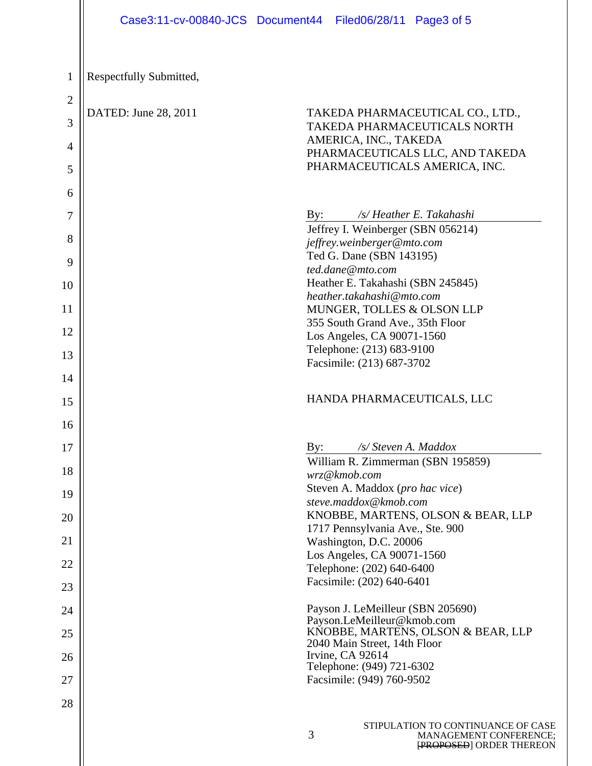Respectfully Submitted,

DATED: June 28, 2011

TAKEDA PHARMACEUTICAL CO., LTD., TAKEDA PHARMACEUTICALS NORTH AMERICA, INC., TAKEDA PHARMACEUTICALS LLC, AND TAKEDA PHARMACEUTICALS AMERICA, INC.

By: */s/ Heather E. Takahashi*

Jeffrey I. Weinberger (SBN 056214)
*jeffrey.weinberger@mto.com*
Ted G. Dane (SBN 143195)
*ted.dane@mto.com*
Heather E. Takahashi (SBN 245845)
*heather.takahashi@mto.com*
MUNGER, TOLLES & OLSON LLP
355 South Grand Ave., 35th Floor
Los Angeles, CA 90071-1560
Telephone: (213) 683-9100
Facsimile: (213) 687-3702

HANDA PHARMACEUTICALS, LLC

By: */s/ Steven A. Maddox*

William R. Zimmerman (SBN 195859)
*wrz@kmob.com*
Steven A. Maddox (*pro hac vice*)
*steve.maddox@kmob.com*
KNOBBE, MARTENS, OLSON & BEAR, LLP
1717 Pennsylvania Ave., Ste. 900
Washington, D.C. 20006
Los Angeles, CA 90071-1560
Telephone: (202) 640-6400
Facsimile: (202) 640-6401

Payson J. LeMeilleur (SBN 205690)
Payson.LeMeilleur@kmob.com
KNOBBE, MARTENS, OLSON & BEAR, LLP
2040 Main Street, 14th Floor
Irvine, CA 92614
Telephone: (949) 721-6302
Facsimile: (949) 760-9502

STIPULATION TO CONTINUANCE OF CASE MANAGEMENT CONFERENCE; ~~[PROPOSED]~~ ORDER THEREON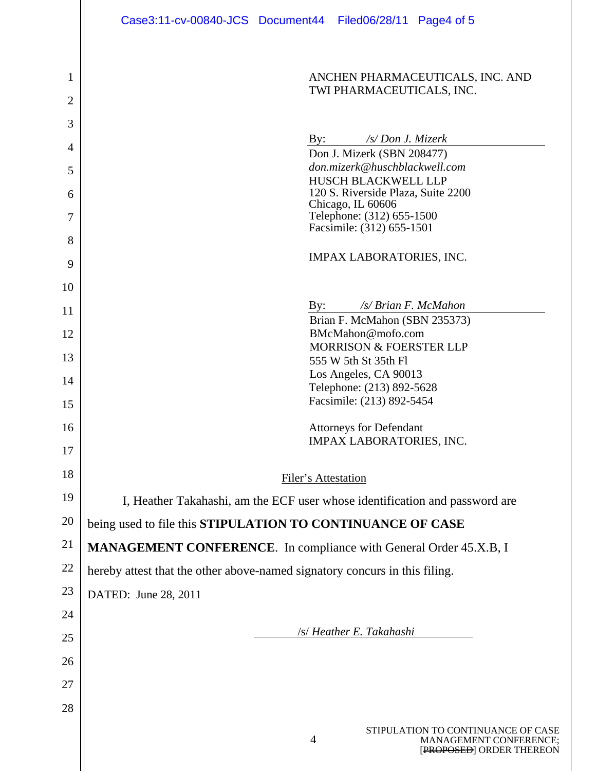ANCHEN PHARMACEUTICALS, INC. AND
TWI PHARMACEUTICALS, INC.

By: */s/ Don J. Mizerk*
Don J. Mizerk (SBN 208477)
*don.mizerk@huschblackwell.com*
HUSCH BLACKWELL LLP
120 S. Riverside Plaza, Suite 2200
Chicago, IL 60606
Telephone: (312) 655-1500
Facsimile: (312) 655-1501

IMPAX LABORATORIES, INC.

By: */s/ Brian F. McMahon*
Brian F. McMahon (SBN 235373)
BMcMahon@mofo.com
MORRISON & FOERSTER LLP
555 W 5th St 35th Fl
Los Angeles, CA 90013
Telephone: (213) 892-5628
Facsimile: (213) 892-5454

Attorneys for Defendant
IMPAX LABORATORIES, INC.

Filer's Attestation

I, Heather Takahashi, am the ECF user whose identification and password are being used to file this **STIPULATION TO CONTINUANCE OF CASE MANAGEMENT CONFERENCE**. In compliance with General Order 45.X.B, I hereby attest that the other above-named signatory concurs in this filing.

DATED: June 28, 2011

/s/ *Heather E. Takahashi*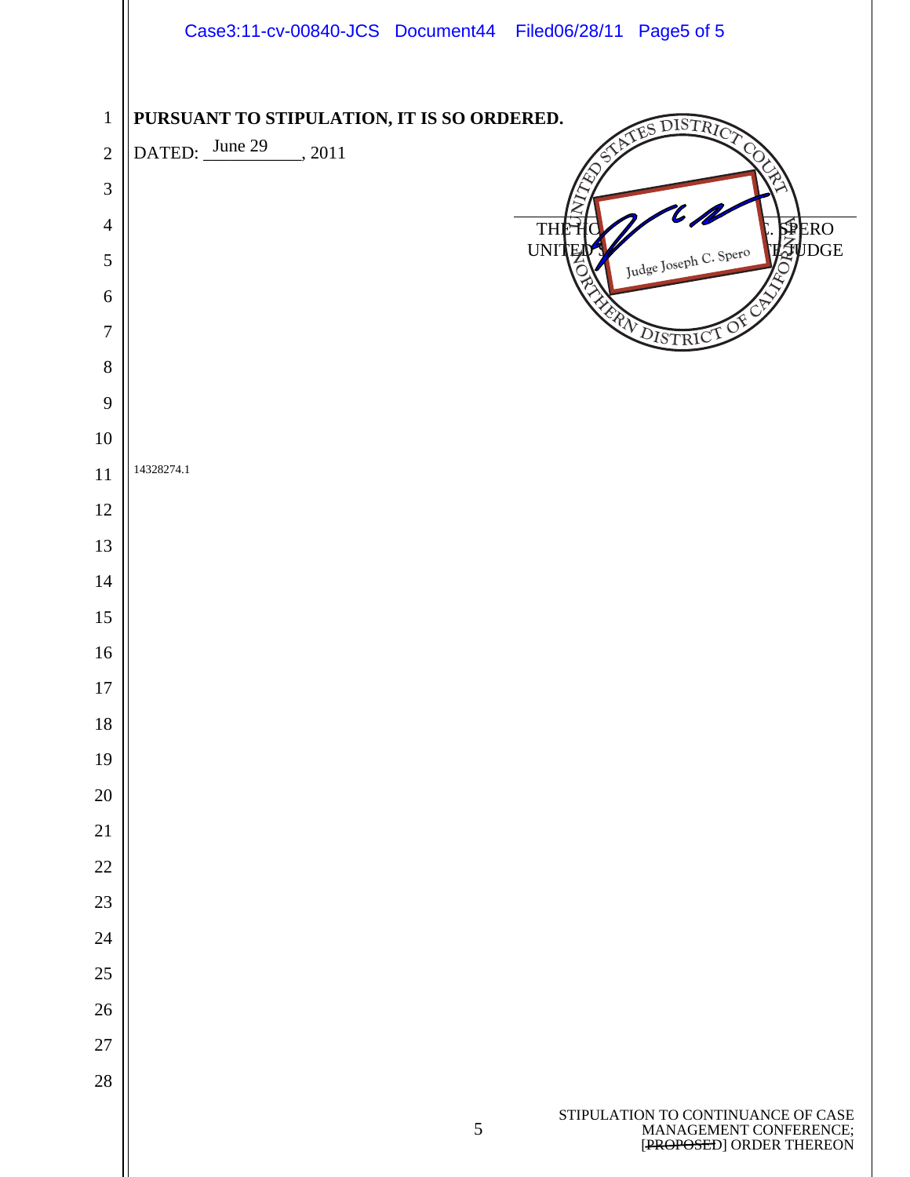**PURSUANT TO STIPULATION, IT IS SO ORDERED.**

DATED: June 29, 2011

Judge Joseph C. Spero

THE HON. JOSEPH C. SPERO
UNITED STATES MAGISTRATE JUDGE

14328274.1

STIPULATION TO CONTINUANCE OF CASE MANAGEMENT CONFERENCE; [~~PROPOSED~~] ORDER THEREON